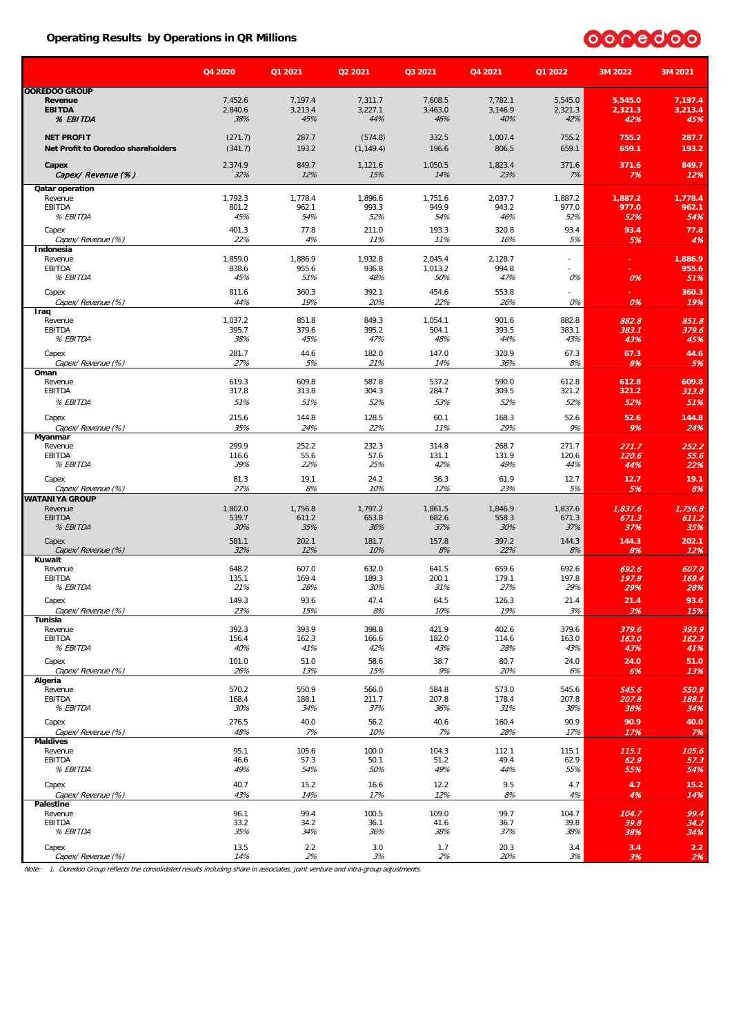## Operating Results by Operations in QR Millions

| | Q4 2020 | Q1 2021 | Q2 2021 | Q3 2021 | Q4 2021 | Q1 2022 | 3M 2022 | 3M 2021 |
|---|---|---|---|---|---|---|---|---|
| **OOREDOO GROUP** | | | | | | | | |
| **Revenue** | 7,452.6 | 7,197.4 | 7,311.7 | 7,608.5 | 7,782.1 | 5,545.0 | **5,545.0** | **7,197.4** |
| **EBITDA** | 2,840.6 | 3,213.4 | 3,227.1 | 3,463.0 | 3,146.9 | 2,321.3 | **2,321.3** | **3,213.4** |
| ***% EBITDA*** | *38%* | *45%* | *44%* | *46%* | *40%* | *42%* | ***42%*** | ***45%*** |
| **NET PROFIT** | (271.7) | 287.7 | (574.8) | 332.5 | 1,007.4 | 755.2 | **755.2** | **287.7** |
| **Net Profit to Ooredoo shareholders** | (341.7) | 193.2 | (1,149.4) | 196.6 | 806.5 | 659.1 | **659.1** | **193.2** |
| **Capex** | 2,374.9 | 849.7 | 1,121.6 | 1,050.5 | 1,823.4 | 371.6 | **371.6** | **849.7** |
| ***Capex/ Revenue (%)*** | *32%* | *12%* | *15%* | *14%* | *23%* | *7%* | ***7%*** | ***12%*** |
| **Qatar operation** | | | | | | | | |
| Revenue | 1,792.3 | 1,778.4 | 1,896.6 | 1,751.6 | 2,037.7 | 1,887.2 | **1,887.2** | **1,778.4** |
| EBITDA | 801.2 | 962.1 | 993.3 | 949.9 | 943.2 | 977.0 | **977.0** | **962.1** |
| *% EBITDA* | *45%* | *54%* | *52%* | *54%* | *46%* | *52%* | ***52%*** | ***54%*** |
| Capex | 401.3 | 77.8 | 211.0 | 193.3 | 320.8 | 93.4 | **93.4** | **77.8** |
| *Capex/ Revenue (%)* | *22%* | *4%* | *11%* | *11%* | *16%* | *5%* | ***5%*** | ***4%*** |
| **Indonesia** | | | | | | | | |
| Revenue | 1,859.0 | 1,886.9 | 1,932.8 | 2,045.4 | 2,128.7 | - | **-** | **1,886.9** |
| EBITDA | 838.6 | 955.6 | 936.8 | 1,013.2 | 994.8 | - | **-** | **955.6** |
| *% EBITDA* | *45%* | *51%* | *48%* | *50%* | *47%* | *0%* | ***0%*** | ***51%*** |
| Capex | 811.6 | 360.3 | 392.1 | 454.6 | 553.8 | - | **-** | **360.3** |
| *Capex/ Revenue (%)* | *44%* | *19%* | *20%* | *22%* | *26%* | *0%* | ***0%*** | ***19%*** |
| **Iraq** | | | | | | | | |
| Revenue | 1,037.2 | 851.8 | 849.3 | 1,054.1 | 901.6 | 882.8 | ***882.8*** | ***851.8*** |
| EBITDA | 395.7 | 379.6 | 395.2 | 504.1 | 393.5 | 383.1 | ***383.1*** | ***379.6*** |
| *% EBITDA* | *38%* | *45%* | *47%* | *48%* | *44%* | *43%* | ***43%*** | ***45%*** |
| Capex | 281.7 | 44.6 | 182.0 | 147.0 | 320.9 | 67.3 | **67.3** | **44.6** |
| *Capex/ Revenue (%)* | *27%* | *5%* | *21%* | *14%* | *36%* | *8%* | ***8%*** | ***5%*** |
| **Oman** | | | | | | | | |
| Revenue | 619.3 | 609.8 | 587.8 | 537.2 | 590.0 | 612.8 | **612.8** | **609.8** |
| EBITDA | 317.8 | 313.8 | 304.3 | 284.7 | 309.5 | 321.2 | **321.2** | ***313.8*** |
| *% EBITDA* | *51%* | *51%* | *52%* | *53%* | *52%* | *52%* | ***52%*** | ***51%*** |
| Capex | 215.6 | 144.8 | 128.5 | 60.1 | 168.3 | 52.6 | **52.6** | **144.8** |
| *Capex/ Revenue (%)* | *35%* | *24%* | *22%* | *11%* | *29%* | *9%* | ***9%*** | ***24%*** |
| **Myanmar** | | | | | | | | |
| Revenue | 299.9 | 252.2 | 232.3 | 314.8 | 268.7 | 271.7 | ***271.7*** | ***252.2*** |
| EBITDA | 116.6 | 55.6 | 57.6 | 131.1 | 131.9 | 120.6 | ***120.6*** | ***55.6*** |
| *% EBITDA* | *39%* | *22%* | *25%* | *42%* | *49%* | *44%* | ***44%*** | ***22%*** |
| Capex | 81.3 | 19.1 | 24.2 | 36.3 | 61.9 | 12.7 | **12.7** | **19.1** |
| *Capex/ Revenue (%)* | *27%* | *8%* | *10%* | *12%* | *23%* | *5%* | ***5%*** | ***8%*** |
| **WATANIYA GROUP** | | | | | | | | |
| Revenue | 1,802.0 | 1,756.8 | 1,797.2 | 1,861.5 | 1,846.9 | 1,837.6 | ***1,837.6*** | ***1,756.8*** |
| EBITDA | 539.7 | 611.2 | 653.8 | 682.6 | 558.3 | 671.3 | ***671.3*** | ***611.2*** |
| *% EBITDA* | *30%* | *35%* | *36%* | *37%* | *30%* | *37%* | ***37%*** | ***35%*** |
| Capex | 581.1 | 202.1 | 181.7 | 157.8 | 397.2 | 144.3 | **144.3** | **202.1** |
| *Capex/ Revenue (%)* | *32%* | *12%* | *10%* | *8%* | *22%* | *8%* | ***8%*** | ***12%*** |
| **Kuwait** | | | | | | | | |
| Revenue | 648.2 | 607.0 | 632.0 | 641.5 | 659.6 | 692.6 | ***692.6*** | ***607.0*** |
| EBITDA | 135.1 | 169.4 | 189.3 | 200.1 | 179.1 | 197.8 | ***197.8*** | ***169.4*** |
| *% EBITDA* | *21%* | *28%* | *30%* | *31%* | *27%* | *29%* | ***29%*** | ***28%*** |
| Capex | 149.3 | 93.6 | 47.4 | 64.5 | 126.3 | 21.4 | **21.4** | **93.6** |
| *Capex/ Revenue (%)* | *23%* | *15%* | *8%* | *10%* | *19%* | *3%* | ***3%*** | ***15%*** |
| **Tunisia** | | | | | | | | |
| Revenue | 392.3 | 393.9 | 398.8 | 421.9 | 402.6 | 379.6 | ***379.6*** | ***393.9*** |
| EBITDA | 156.4 | 162.3 | 166.6 | 182.0 | 114.6 | 163.0 | ***163.0*** | ***162.3*** |
| *% EBITDA* | *40%* | *41%* | *42%* | *43%* | *28%* | *43%* | ***43%*** | ***41%*** |
| Capex | 101.0 | 51.0 | 58.6 | 38.7 | 80.7 | 24.0 | **24.0** | **51.0** |
| *Capex/ Revenue (%)* | *26%* | *13%* | *15%* | *9%* | *20%* | *6%* | ***6%*** | ***13%*** |
| **Algeria** | | | | | | | | |
| Revenue | 570.2 | 550.9 | 566.0 | 584.8 | 573.0 | 545.6 | ***545.6*** | ***550.9*** |
| EBITDA | 168.4 | 188.1 | 211.7 | 207.8 | 178.4 | 207.8 | ***207.8*** | ***188.1*** |
| *% EBITDA* | *30%* | *34%* | *37%* | *36%* | *31%* | *38%* | ***38%*** | ***34%*** |
| Capex | 276.5 | 40.0 | 56.2 | 40.6 | 160.4 | 90.9 | **90.9** | **40.0** |
| *Capex/ Revenue (%)* | *48%* | *7%* | *10%* | *7%* | *28%* | *17%* | ***17%*** | ***7%*** |
| **Maldives** | | | | | | | | |
| Revenue | 95.1 | 105.6 | 100.0 | 104.3 | 112.1 | 115.1 | ***115.1*** | ***105.6*** |
| EBITDA | 46.6 | 57.3 | 50.1 | 51.2 | 49.4 | 62.9 | ***62.9*** | ***57.3*** |
| *% EBITDA* | *49%* | *54%* | *50%* | *49%* | *44%* | *55%* | ***55%*** | ***54%*** |
| Capex | 40.7 | 15.2 | 16.6 | 12.2 | 9.5 | 4.7 | **4.7** | **15.2** |
| *Capex/ Revenue (%)* | *43%* | *14%* | *17%* | *12%* | *8%* | *4%* | ***4%*** | ***14%*** |
| **Palestine** | | | | | | | | |
| Revenue | 96.1 | 99.4 | 100.5 | 109.0 | 99.7 | 104.7 | ***104.7*** | ***99.4*** |
| EBITDA | 33.2 | 34.2 | 36.1 | 41.6 | 36.7 | 39.8 | ***39.8*** | ***34.2*** |
| *% EBITDA* | *35%* | *34%* | *36%* | *38%* | *37%* | *38%* | ***38%*** | ***34%*** |
| Capex | 13.5 | 2.2 | 3.0 | 1.7 | 20.3 | 3.4 | **3.4** | **2.2** |
| *Capex/ Revenue (%)* | *14%* | *2%* | *3%* | *2%* | *20%* | *3%* | ***3%*** | ***2%*** |

*Note: 1. Ooredoo Group reflects the consolidated results including share in associates, joint venture and intra-group adjustments.*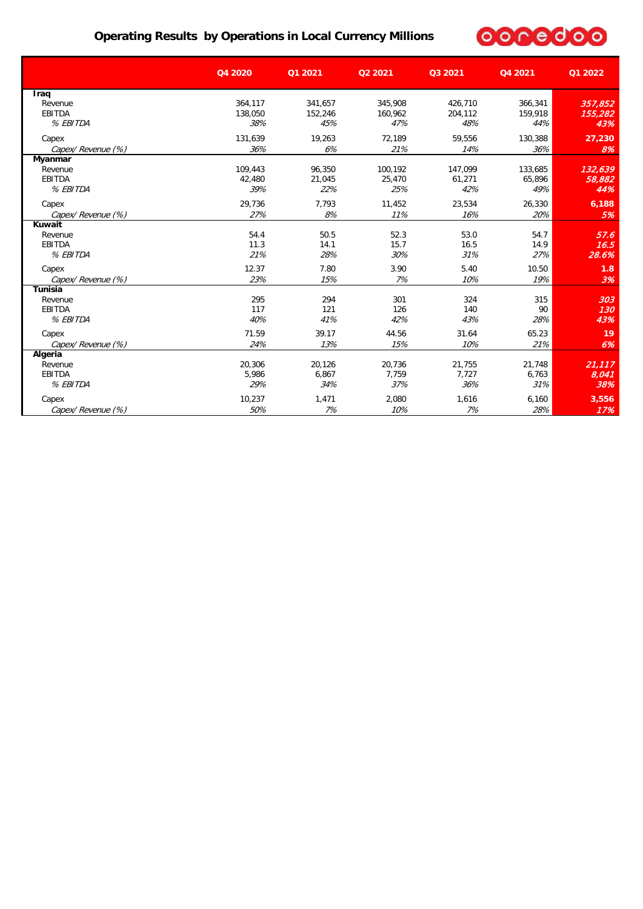## Operating Results by Operations in Local Currency Millions

| | Q4 2020 | Q1 2021 | Q2 2021 | Q3 2021 | Q4 2021 | Q1 2022 |
|---|---|---|---|---|---|---|
| **Iraq** | | | | | | |
| Revenue | 364,117 | 341,657 | 345,908 | 426,710 | 366,341 | *357,852* |
| EBITDA | 138,050 | 152,246 | 160,962 | 204,112 | 159,918 | *155,282* |
| *% EBITDA* | *38%* | *45%* | *47%* | *48%* | *44%* | *43%* |
| Capex | 131,639 | 19,263 | 72,189 | 59,556 | 130,388 | **27,230** |
| *Capex/ Revenue (%)* | *36%* | *6%* | *21%* | *14%* | *36%* | *8%* |
| **Myanmar** | | | | | | |
| Revenue | 109,443 | 96,350 | 100,192 | 147,099 | 133,685 | *132,639* |
| EBITDA | 42,480 | 21,045 | 25,470 | 61,271 | 65,896 | *58,882* |
| *% EBITDA* | *39%* | *22%* | *25%* | *42%* | *49%* | *44%* |
| Capex | 29,736 | 7,793 | 11,452 | 23,534 | 26,330 | **6,188** |
| *Capex/ Revenue (%)* | *27%* | *8%* | *11%* | *16%* | *20%* | *5%* |
| **Kuwait** | | | | | | |
| Revenue | 54.4 | 50.5 | 52.3 | 53.0 | 54.7 | *57.6* |
| EBITDA | 11.3 | 14.1 | 15.7 | 16.5 | 14.9 | *16.5* |
| *% EBITDA* | *21%* | *28%* | *30%* | *31%* | *27%* | *28.6%* |
| Capex | 12.37 | 7.80 | 3.90 | 5.40 | 10.50 | **1.8** |
| *Capex/ Revenue (%)* | *23%* | *15%* | *7%* | *10%* | *19%* | *3%* |
| **Tunisia** | | | | | | |
| Revenue | 295 | 294 | 301 | 324 | 315 | *303* |
| EBITDA | 117 | 121 | 126 | 140 | 90 | *130* |
| *% EBITDA* | *40%* | *41%* | *42%* | *43%* | *28%* | *43%* |
| Capex | 71.59 | 39.17 | 44.56 | 31.64 | 65.23 | **19** |
| *Capex/ Revenue (%)* | *24%* | *13%* | *15%* | *10%* | *21%* | *6%* |
| **Algeria** | | | | | | |
| Revenue | 20,306 | 20,126 | 20,736 | 21,755 | 21,748 | *21,117* |
| EBITDA | 5,986 | 6,867 | 7,759 | 7,727 | 6,763 | *8,041* |
| *% EBITDA* | *29%* | *34%* | *37%* | *36%* | *31%* | *38%* |
| Capex | 10,237 | 1,471 | 2,080 | 1,616 | 6,160 | **3,556** |
| *Capex/ Revenue (%)* | *50%* | *7%* | *10%* | *7%* | *28%* | *17%* |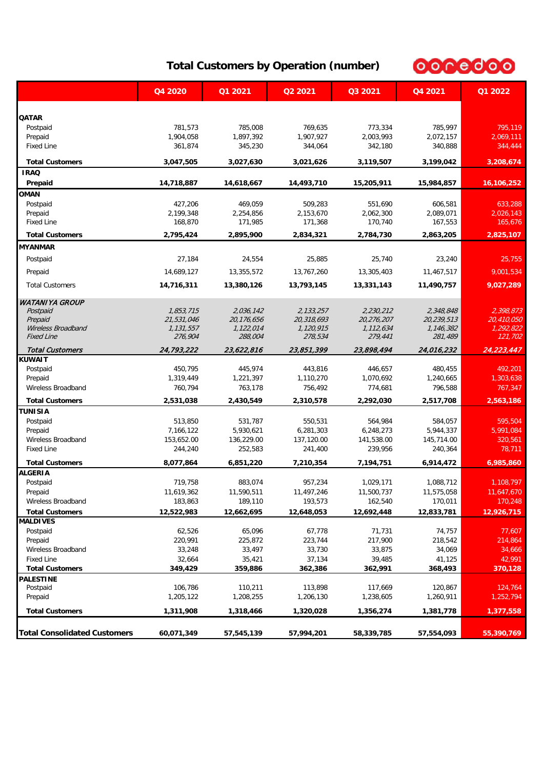# Total Customers by Operation (number)

| | Q4 2020 | Q1 2021 | Q2 2021 | Q3 2021 | Q4 2021 | Q1 2022 |
|---|---|---|---|---|---|---|
| **QATAR** | | | | | | |
| Postpaid | 781,573 | 785,008 | 769,635 | 773,334 | 785,997 | 795,119 |
| Prepaid | 1,904,058 | 1,897,392 | 1,907,927 | 2,003,993 | 2,072,157 | 2,069,111 |
| Fixed Line | 361,874 | 345,230 | 344,064 | 342,180 | 340,888 | 344,444 |
| **Total Customers** | **3,047,505** | **3,027,630** | **3,021,626** | **3,119,507** | **3,199,042** | **3,208,674** |
| **IRAQ** | | | | | | |
| **Prepaid** | **14,718,887** | **14,618,667** | **14,493,710** | **15,205,911** | **15,984,857** | **16,106,252** |
| **OMAN** | | | | | | |
| Postpaid | 427,206 | 469,059 | 509,283 | 551,690 | 606,581 | 633,288 |
| Prepaid | 2,199,348 | 2,254,856 | 2,153,670 | 2,062,300 | 2,089,071 | 2,026,143 |
| Fixed Line | 168,870 | 171,985 | 171,368 | 170,740 | 167,553 | 165,676 |
| **Total Customers** | **2,795,424** | **2,895,900** | **2,834,321** | **2,784,730** | **2,863,205** | **2,825,107** |
| **MYANMAR** | | | | | | |
| Postpaid | 27,184 | 24,554 | 25,885 | 25,740 | 23,240 | 25,755 |
| Prepaid | 14,689,127 | 13,355,572 | 13,767,260 | 13,305,403 | 11,467,517 | 9,001,534 |
| Total Customers | **14,716,311** | **13,380,126** | **13,793,145** | **13,331,143** | **11,490,757** | **9,027,289** |
| ***WATANIYA GROUP*** | | | | | | |
| *Postpaid* | *1,853,715* | *2,036,142* | *2,133,257* | *2,230,212* | *2,348,848* | *2,398,873* |
| *Prepaid* | *21,531,046* | *20,176,656* | *20,318,693* | *20,276,207* | *20,239,513* | *20,410,050* |
| *Wireless Broadband* | *1,131,557* | *1,122,014* | *1,120,915* | *1,112,634* | *1,146,382* | *1,292,822* |
| *Fixed Line* | *276,904* | *288,004* | *278,534* | *279,441* | *281,489* | *121,702* |
| ***Total Customers*** | ***24,793,222*** | ***23,622,816*** | ***23,851,399*** | ***23,898,494*** | ***24,016,232*** | ***24,223,447*** |
| **KUWAIT** | | | | | | |
| Postpaid | 450,795 | 445,974 | 443,816 | 446,657 | 480,455 | 492,201 |
| Prepaid | 1,319,449 | 1,221,397 | 1,110,270 | 1,070,692 | 1,240,665 | 1,303,638 |
| Wireless Broadband | 760,794 | 763,178 | 756,492 | 774,681 | 796,588 | 767,347 |
| **Total Customers** | **2,531,038** | **2,430,549** | **2,310,578** | **2,292,030** | **2,517,708** | **2,563,186** |
| **TUNISIA** | | | | | | |
| Postpaid | 513,850 | 531,787 | 550,531 | 564,984 | 584,057 | 595,504 |
| Prepaid | 7,166,122 | 5,930,621 | 6,281,303 | 6,248,273 | 5,944,337 | 5,991,084 |
| Wireless Broadband | 153,652.00 | 136,229.00 | 137,120.00 | 141,538.00 | 145,714.00 | 320,561 |
| Fixed Line | 244,240 | 252,583 | 241,400 | 239,956 | 240,364 | 78,711 |
| **Total Customers** | **8,077,864** | **6,851,220** | **7,210,354** | **7,194,751** | **6,914,472** | **6,985,860** |
| **ALGERIA** | | | | | | |
| Postpaid | 719,758 | 883,074 | 957,234 | 1,029,171 | 1,088,712 | 1,108,797 |
| Prepaid | 11,619,362 | 11,590,511 | 11,497,246 | 11,500,737 | 11,575,058 | 11,647,670 |
| Wireless Broadband | 183,863 | 189,110 | 193,573 | 162,540 | 170,011 | 170,248 |
| **Total Customers** | **12,522,983** | **12,662,695** | **12,648,053** | **12,692,448** | **12,833,781** | **12,926,715** |
| **MALDIVES** | | | | | | |
| Postpaid | 62,526 | 65,096 | 67,778 | 71,731 | 74,757 | 77,607 |
| Prepaid | 220,991 | 225,872 | 223,744 | 217,900 | 218,542 | 214,864 |
| Wireless Broadband | 33,248 | 33,497 | 33,730 | 33,875 | 34,069 | 34,666 |
| Fixed Line | 32,664 | 35,421 | 37,134 | 39,485 | 41,125 | 42,991 |
| **Total Customers** | **349,429** | **359,886** | **362,386** | **362,991** | **368,493** | **370,128** |
| **PALESTINE** | | | | | | |
| Postpaid | 106,786 | 110,211 | 113,898 | 117,669 | 120,867 | 124,764 |
| Prepaid | 1,205,122 | 1,208,255 | 1,206,130 | 1,238,605 | 1,260,911 | 1,252,794 |
| **Total Customers** | **1,311,908** | **1,318,466** | **1,320,028** | **1,356,274** | **1,381,778** | **1,377,558** |
| **Total Consolidated Customers** | **60,071,349** | **57,545,139** | **57,994,201** | **58,339,785** | **57,554,093** | **55,390,769** |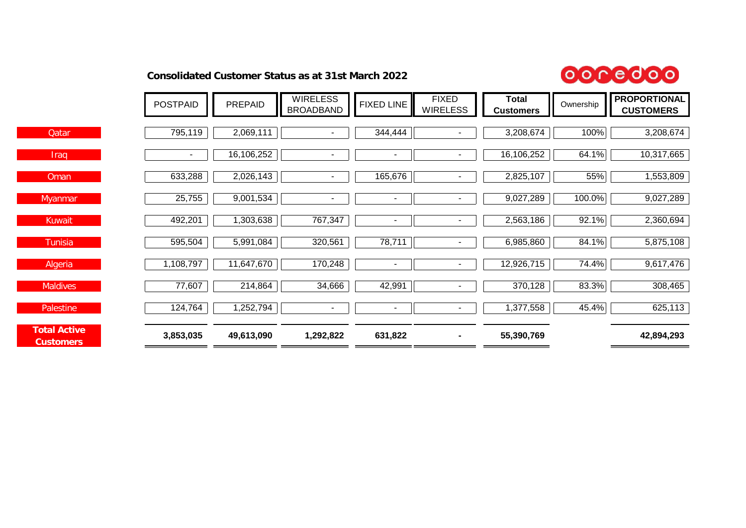## Consolidated Customer Status as at 31st March 2022

ooredoo

| | POSTPAID | PREPAID | WIRELESS BROADBAND | FIXED LINE | FIXED WIRELESS | Total Customers | Ownership | PROPORTIONAL CUSTOMERS |
|---|---|---|---|---|---|---|---|---|
| Qatar | 795,119 | 2,069,111 | - | 344,444 | - | 3,208,674 | 100% | 3,208,674 |
| Iraq | - | 16,106,252 | - | - | - | 16,106,252 | 64.1% | 10,317,665 |
| Oman | 633,288 | 2,026,143 | - | 165,676 | - | 2,825,107 | 55% | 1,553,809 |
| Myanmar | 25,755 | 9,001,534 | - | - | - | 9,027,289 | 100.0% | 9,027,289 |
| Kuwait | 492,201 | 1,303,638 | 767,347 | - | - | 2,563,186 | 92.1% | 2,360,694 |
| Tunisia | 595,504 | 5,991,084 | 320,561 | 78,711 | - | 6,985,860 | 84.1% | 5,875,108 |
| Algeria | 1,108,797 | 11,647,670 | 170,248 | - | - | 12,926,715 | 74.4% | 9,617,476 |
| Maldives | 77,607 | 214,864 | 34,666 | 42,991 | - | 370,128 | 83.3% | 308,465 |
| Palestine | 124,764 | 1,252,794 | - | - | - | 1,377,558 | 45.4% | 625,113 |
| **Total Active Customers** | **3,853,035** | **49,613,090** | **1,292,822** | **631,822** | **-** | **55,390,769** | | **42,894,293** |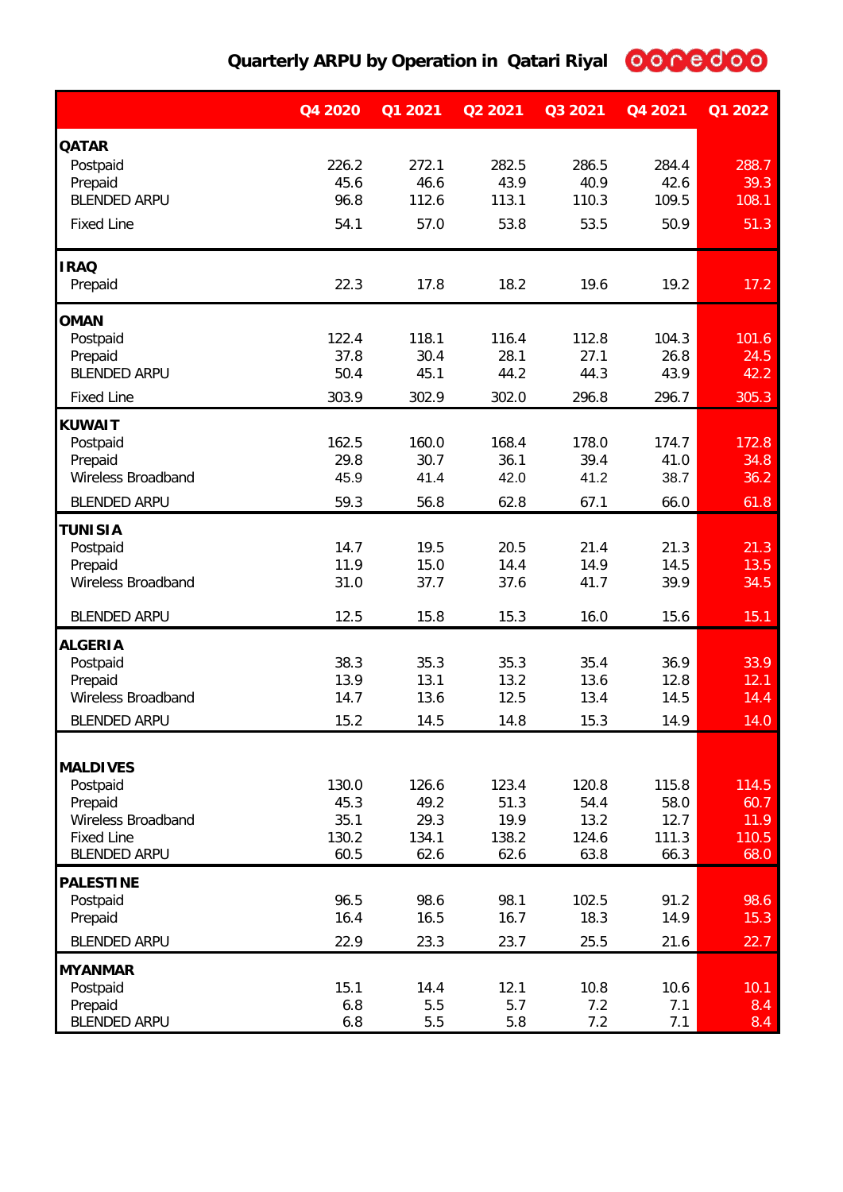## Quarterly ARPU by Operation in Qatari Riyal

ooredoo

| | Q4 2020 | Q1 2021 | Q2 2021 | Q3 2021 | Q4 2021 | Q1 2022 |
|---|---|---|---|---|---|---|
| **QATAR** | | | | | | |
| Postpaid | 226.2 | 272.1 | 282.5 | 286.5 | 284.4 | 288.7 |
| Prepaid | 45.6 | 46.6 | 43.9 | 40.9 | 42.6 | 39.3 |
| BLENDED ARPU | 96.8 | 112.6 | 113.1 | 110.3 | 109.5 | 108.1 |
| Fixed Line | 54.1 | 57.0 | 53.8 | 53.5 | 50.9 | 51.3 |
| **IRAQ** | | | | | | |
| Prepaid | 22.3 | 17.8 | 18.2 | 19.6 | 19.2 | 17.2 |
| **OMAN** | | | | | | |
| Postpaid | 122.4 | 118.1 | 116.4 | 112.8 | 104.3 | 101.6 |
| Prepaid | 37.8 | 30.4 | 28.1 | 27.1 | 26.8 | 24.5 |
| BLENDED ARPU | 50.4 | 45.1 | 44.2 | 44.3 | 43.9 | 42.2 |
| Fixed Line | 303.9 | 302.9 | 302.0 | 296.8 | 296.7 | 305.3 |
| **KUWAIT** | | | | | | |
| Postpaid | 162.5 | 160.0 | 168.4 | 178.0 | 174.7 | 172.8 |
| Prepaid | 29.8 | 30.7 | 36.1 | 39.4 | 41.0 | 34.8 |
| Wireless Broadband | 45.9 | 41.4 | 42.0 | 41.2 | 38.7 | 36.2 |
| BLENDED ARPU | 59.3 | 56.8 | 62.8 | 67.1 | 66.0 | 61.8 |
| **TUNISIA** | | | | | | |
| Postpaid | 14.7 | 19.5 | 20.5 | 21.4 | 21.3 | 21.3 |
| Prepaid | 11.9 | 15.0 | 14.4 | 14.9 | 14.5 | 13.5 |
| Wireless Broadband | 31.0 | 37.7 | 37.6 | 41.7 | 39.9 | 34.5 |
| BLENDED ARPU | 12.5 | 15.8 | 15.3 | 16.0 | 15.6 | 15.1 |
| **ALGERIA** | | | | | | |
| Postpaid | 38.3 | 35.3 | 35.3 | 35.4 | 36.9 | 33.9 |
| Prepaid | 13.9 | 13.1 | 13.2 | 13.6 | 12.8 | 12.1 |
| Wireless Broadband | 14.7 | 13.6 | 12.5 | 13.4 | 14.5 | 14.4 |
| BLENDED ARPU | 15.2 | 14.5 | 14.8 | 15.3 | 14.9 | 14.0 |
| **MALDIVES** | | | | | | |
| Postpaid | 130.0 | 126.6 | 123.4 | 120.8 | 115.8 | 114.5 |
| Prepaid | 45.3 | 49.2 | 51.3 | 54.4 | 58.0 | 60.7 |
| Wireless Broadband | 35.1 | 29.3 | 19.9 | 13.2 | 12.7 | 11.9 |
| Fixed Line | 130.2 | 134.1 | 138.2 | 124.6 | 111.3 | 110.5 |
| BLENDED ARPU | 60.5 | 62.6 | 62.6 | 63.8 | 66.3 | 68.0 |
| **PALESTINE** | | | | | | |
| Postpaid | 96.5 | 98.6 | 98.1 | 102.5 | 91.2 | 98.6 |
| Prepaid | 16.4 | 16.5 | 16.7 | 18.3 | 14.9 | 15.3 |
| BLENDED ARPU | 22.9 | 23.3 | 23.7 | 25.5 | 21.6 | 22.7 |
| **MYANMAR** | | | | | | |
| Postpaid | 15.1 | 14.4 | 12.1 | 10.8 | 10.6 | 10.1 |
| Prepaid | 6.8 | 5.5 | 5.7 | 7.2 | 7.1 | 8.4 |
| BLENDED ARPU | 6.8 | 5.5 | 5.8 | 7.2 | 7.1 | 8.4 |